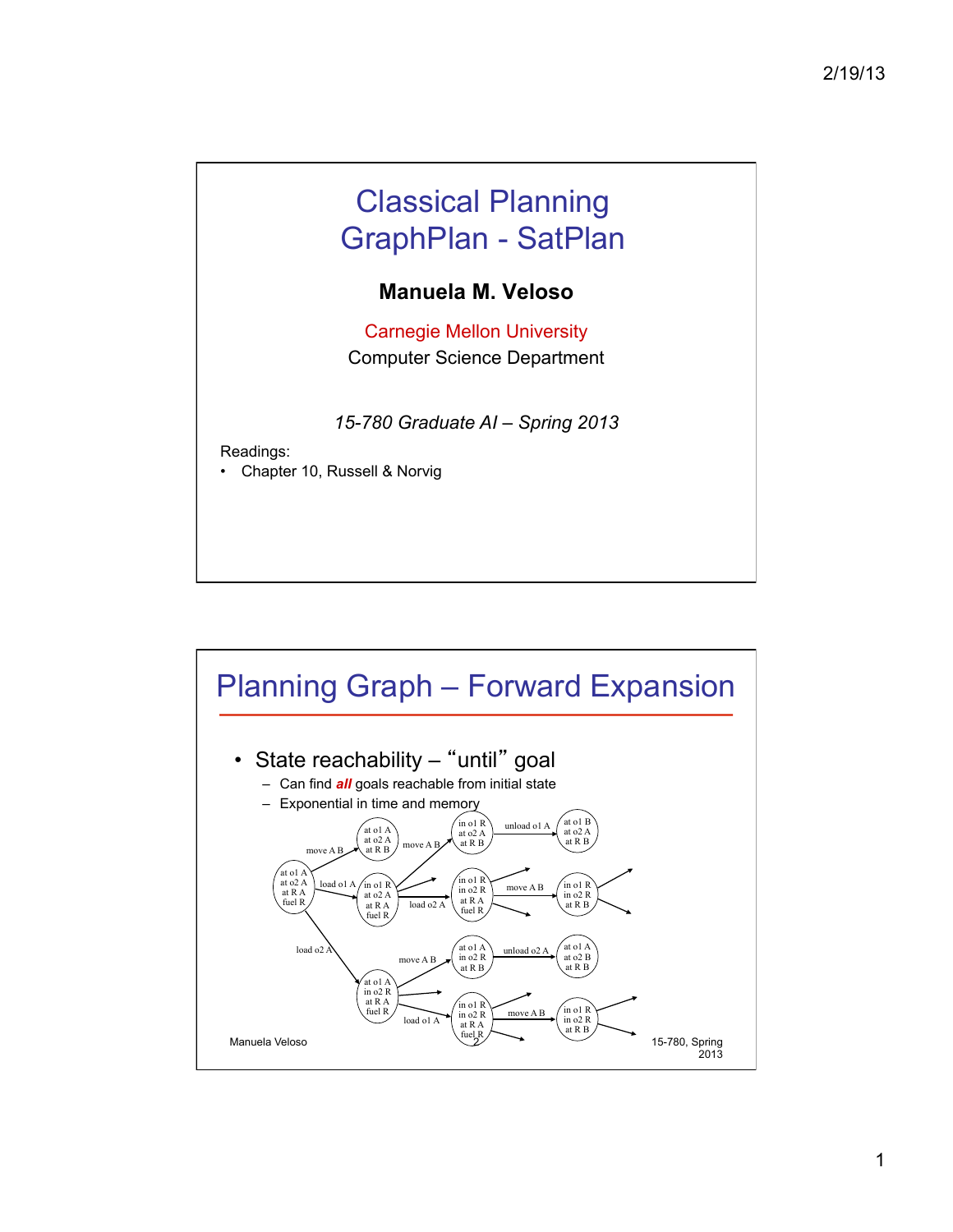# Classical Planning
# GraphPlan - SatPlan

**Manuela M. Veloso**

Carnegie Mellon University
Computer Science Department

*15-780 Graduate AI – Spring 2013*

Readings:
- Chapter 10, Russell & Norvig

---

## Planning Graph – Forward Expansion

- State reachability – "until" goal
  - Can find ***all*** goals reachable from initial state
  - Exponential in time and memory

Manuela Veloso — 15-780, Spring 2013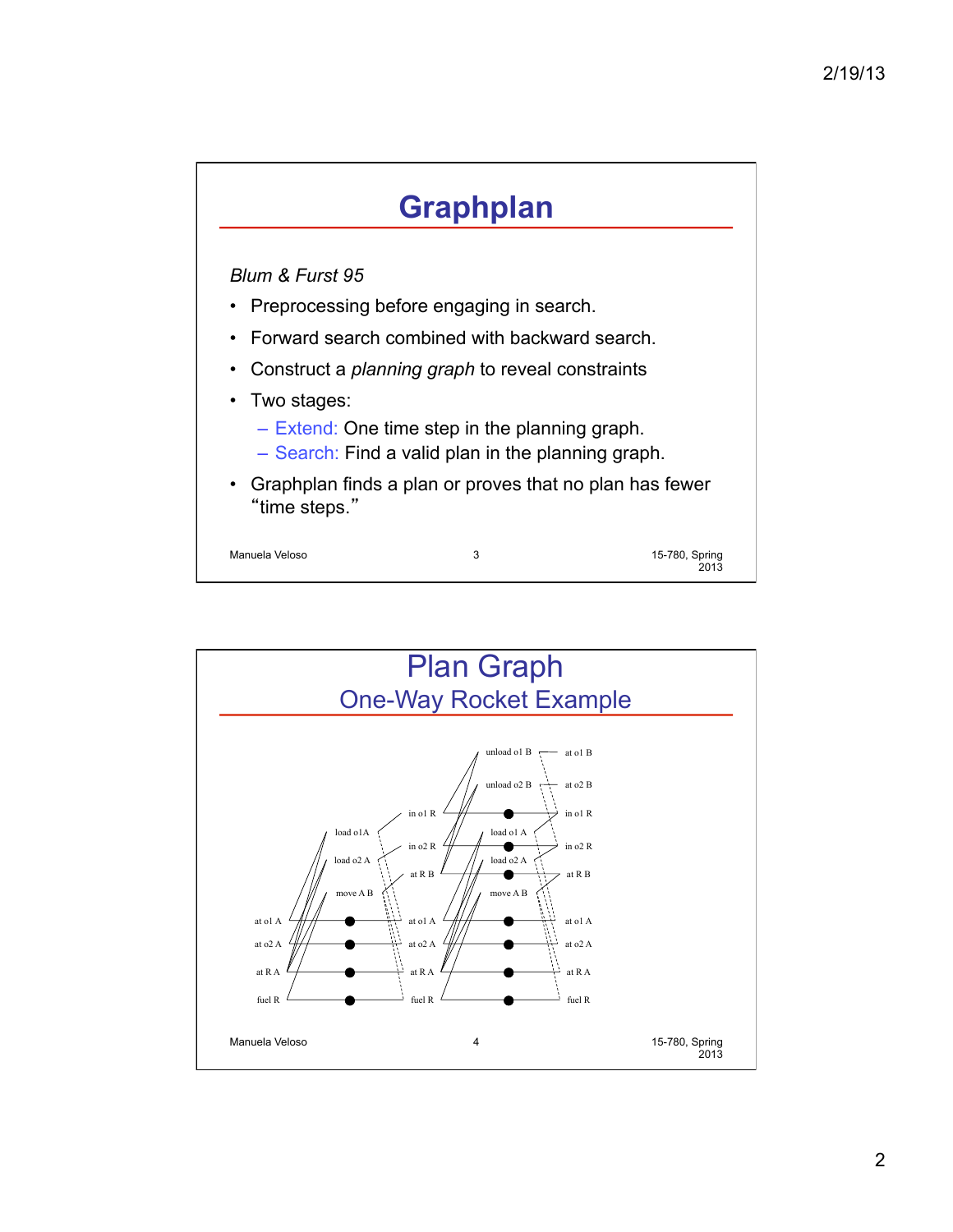# Graphplan

*Blum & Furst 95*

- Preprocessing before engaging in search.
- Forward search combined with backward search.
- Construct a *planning graph* to reveal constraints
- Two stages:
  - Extend: One time step in the planning graph.
  - Search: Find a valid plan in the planning graph.
- Graphplan finds a plan or proves that no plan has fewer "time steps."

# Plan Graph
## One-Way Rocket Example

at o1 A, at o2 A, at R A, fuel R

load o1A, load o2 A, move A B

in o1 R, in o2 R, at R B, at o1 A, at o2 A, at R A, fuel R

unload o1 B, unload o2 B, load o1 A, load o2 A, move A B

at o1 B, at o2 B, in o1 R, in o2 R, at R B, at o1 A, at o2 A, at R A, fuel R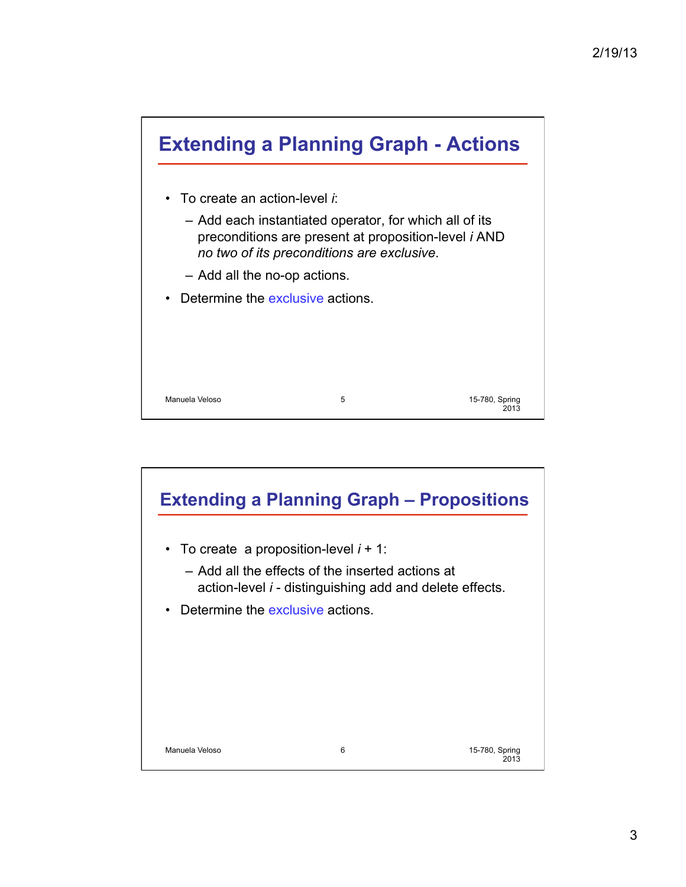## Extending a Planning Graph - Actions

- To create an action-level *i*:
  - Add each instantiated operator, for which all of its preconditions are present at proposition-level *i* AND *no two of its preconditions are exclusive*.
  - Add all the no-op actions.
- Determine the exclusive actions.

## Extending a Planning Graph – Propositions

- To create a proposition-level *i* + 1:
  - Add all the effects of the inserted actions at action-level *i* - distinguishing add and delete effects.
- Determine the exclusive actions.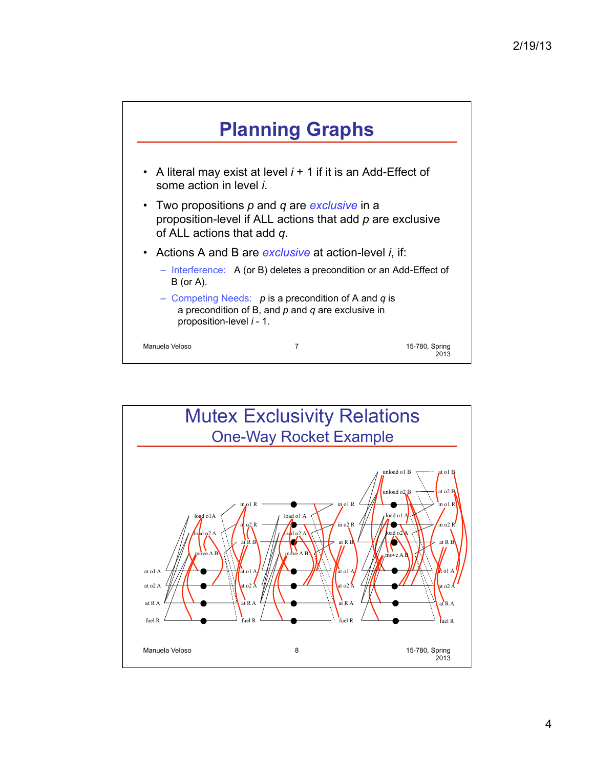# Planning Graphs

- A literal may exist at level $i + 1$ if it is an Add-Effect of some action in level $i$.
- Two propositions $p$ and $q$ are *exclusive* in a proposition-level if ALL actions that add $p$ are exclusive of ALL actions that add $q$.
- Actions A and B are *exclusive* at action-level $i$, if:
  - Interference: A (or B) deletes a precondition or an Add-Effect of B (or A).
  - Competing Needs: $p$ is a precondition of A and $q$ is a precondition of B, and $p$ and $q$ are exclusive in proposition-level $i$ - 1.

# Mutex Exclusivity Relations

## One-Way Rocket Example

at o1 A, at o2 A, at R A, fuel R

load o1A, load o2 A, move A B

in o1 R, in o2 R, at R B, at o1 A, at o2 A, at R A, fuel R

load o1 A, load o2 A, move A B

in o1 R, in o2 R, at R B, at o1 A, at o2 A, at R A, fuel R

unload o1 B, unload o2 B, load o1 A, load o2 A, move A B

at o1 B, at o2 B, in o1 R, in o2 R, at R B, at o1 A, at o2 A, at R A, fuel R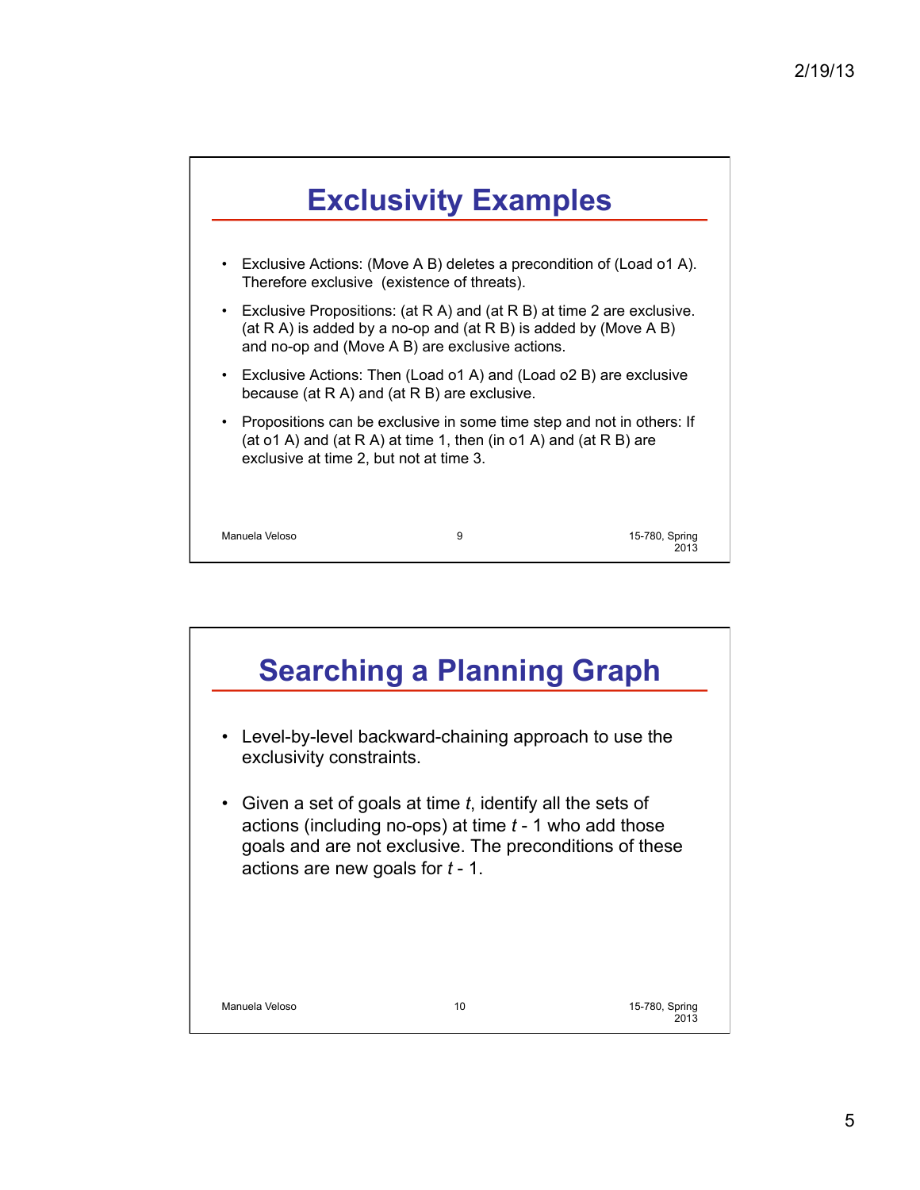## Exclusivity Examples

- Exclusive Actions: (Move A B) deletes a precondition of (Load o1 A). Therefore exclusive (existence of threats).
- Exclusive Propositions: (at R A) and (at R B) at time 2 are exclusive. (at R A) is added by a no-op and (at R B) is added by (Move A B) and no-op and (Move A B) are exclusive actions.
- Exclusive Actions: Then (Load o1 A) and (Load o2 B) are exclusive because (at R A) and (at R B) are exclusive.
- Propositions can be exclusive in some time step and not in others: If (at o1 A) and (at R A) at time 1, then (in o1 A) and (at R B) are exclusive at time 2, but not at time 3.

## Searching a Planning Graph

- Level-by-level backward-chaining approach to use the exclusivity constraints.
- Given a set of goals at time *t*, identify all the sets of actions (including no-ops) at time *t* - 1 who add those goals and are not exclusive. The preconditions of these actions are new goals for *t* - 1.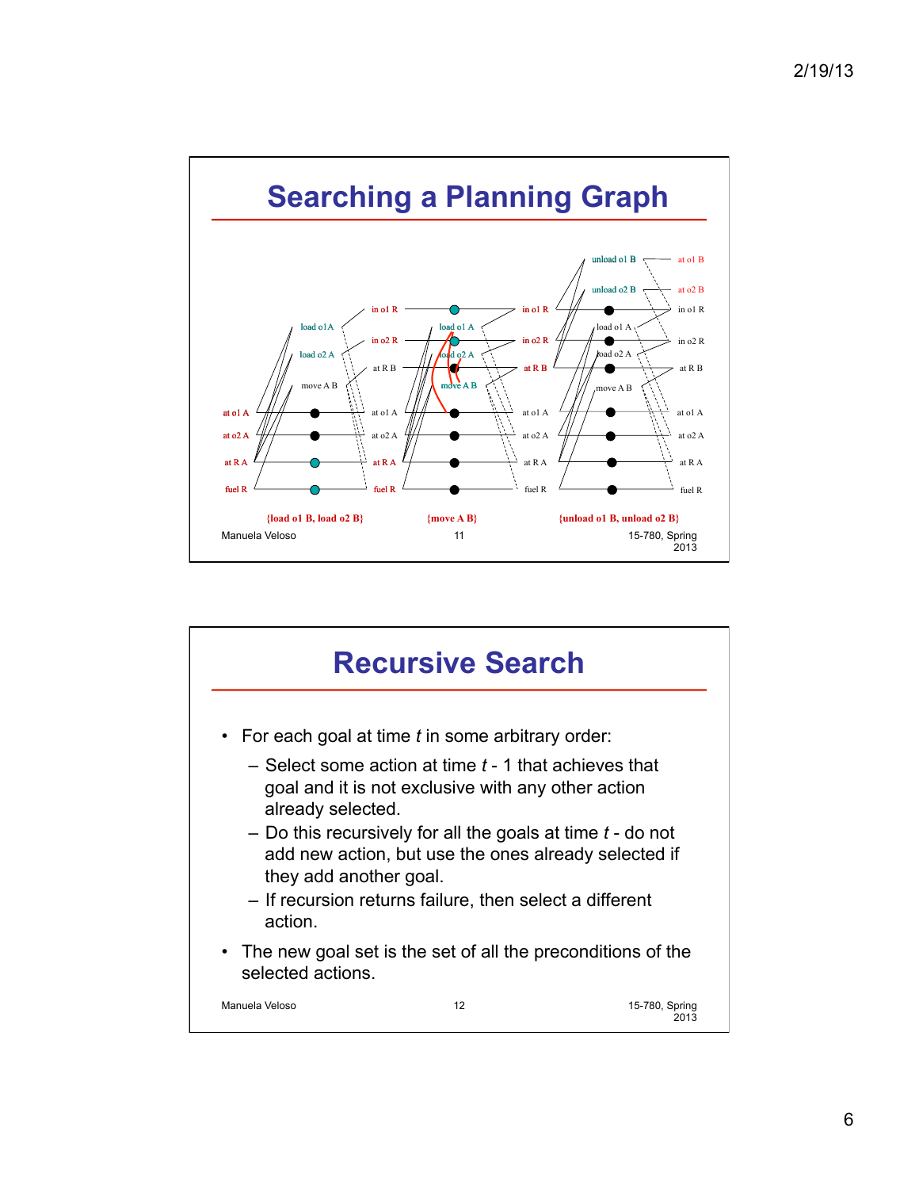# Searching a Planning Graph

{load o1 B, load o2 B} {move A B} {unload o1 B, unload o2 B}

# Recursive Search

- For each goal at time *t* in some arbitrary order:
  - Select some action at time *t* - 1 that achieves that goal and it is not exclusive with any other action already selected.
  - Do this recursively for all the goals at time *t* - do not add new action, but use the ones already selected if they add another goal.
  - If recursion returns failure, then select a different action.
- The new goal set is the set of all the preconditions of the selected actions.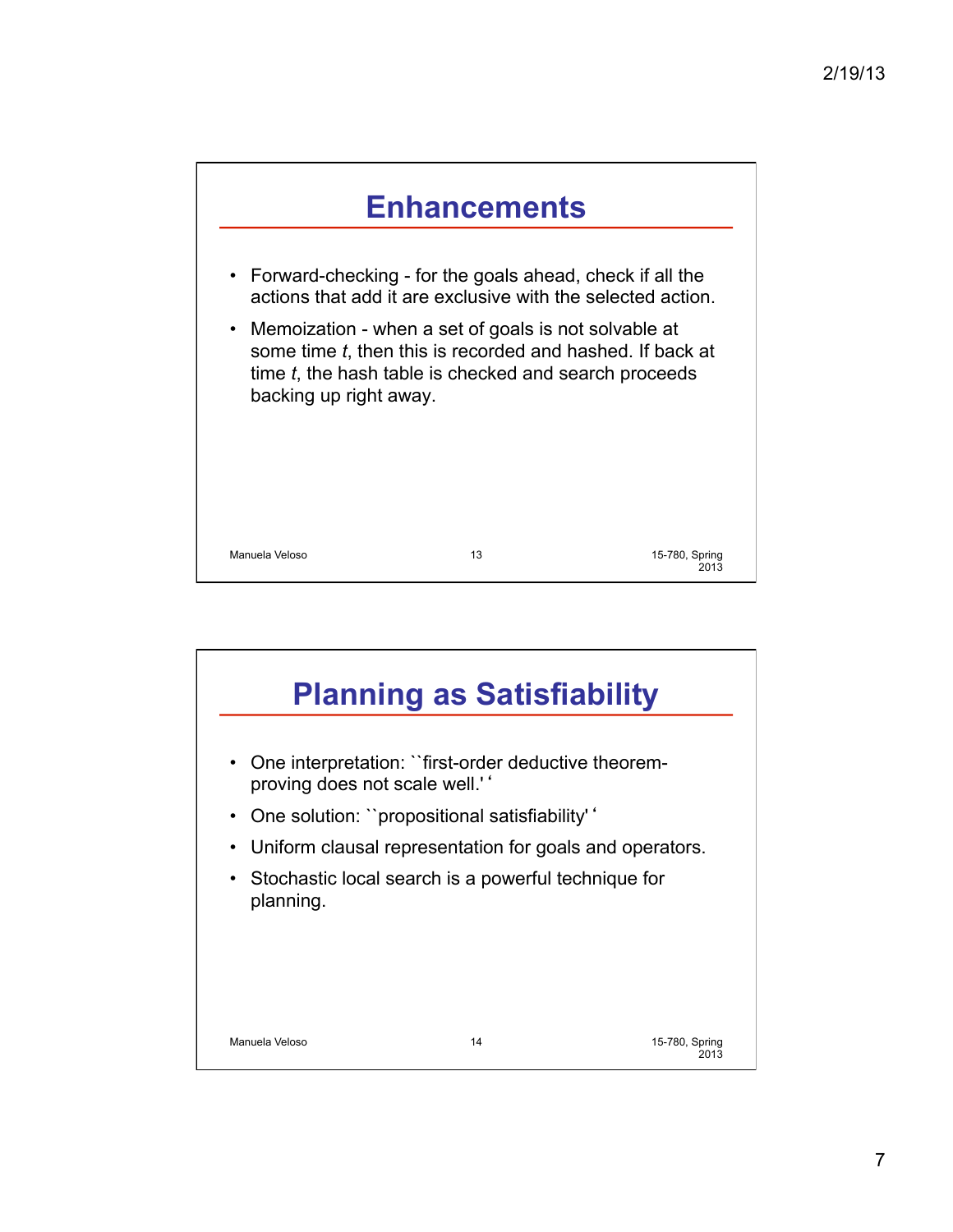## Enhancements

- Forward-checking - for the goals ahead, check if all the actions that add it are exclusive with the selected action.
- Memoization - when a set of goals is not solvable at some time *t*, then this is recorded and hashed. If back at time *t*, the hash table is checked and search proceeds backing up right away.

## Planning as Satisfiability

- One interpretation: ``first-order deductive theorem-proving does not scale well.'‘
- One solution: ``propositional satisfiability'‘
- Uniform clausal representation for goals and operators.
- Stochastic local search is a powerful technique for planning.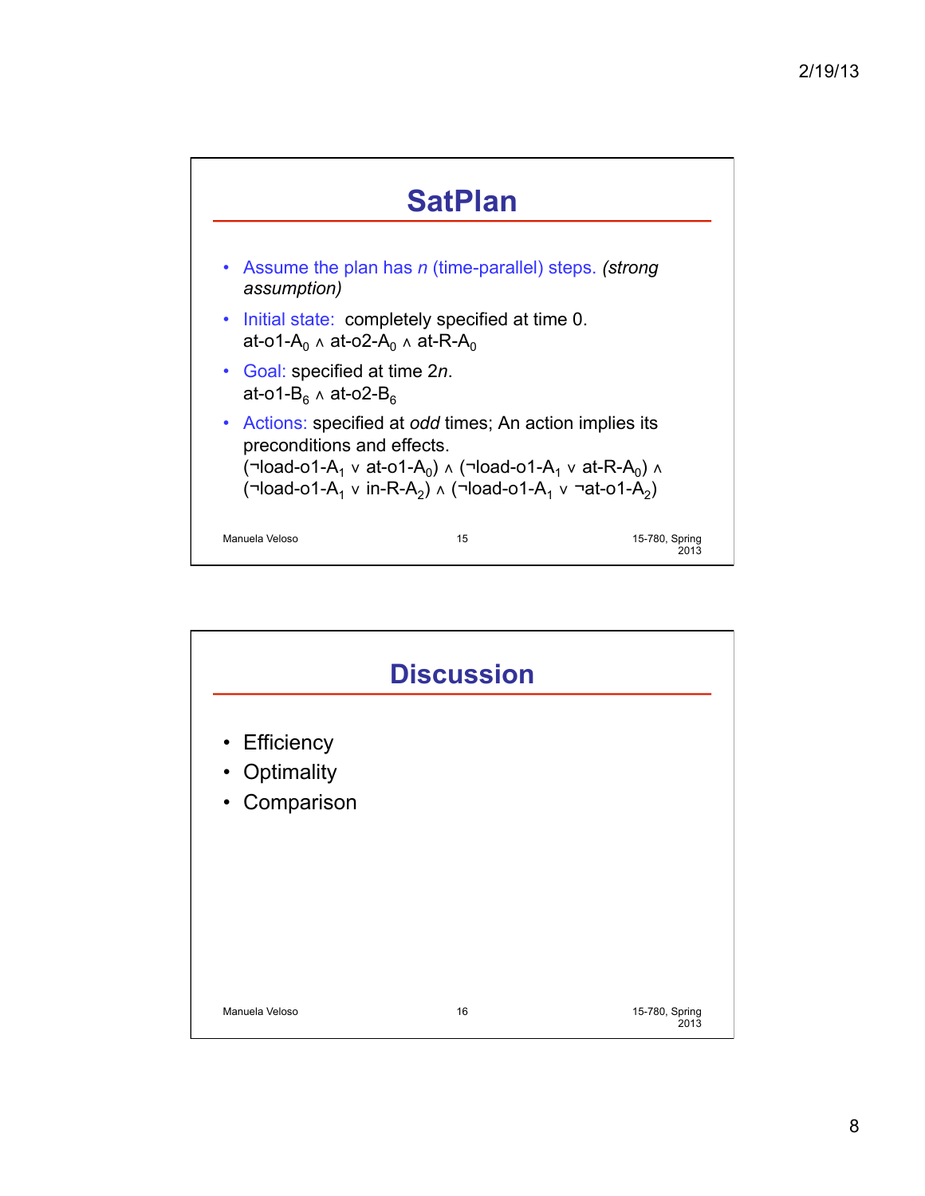## SatPlan

- Assume the plan has $n$ (time-parallel) steps. *(strong assumption)*
- Initial state: completely specified at time 0.
  $at\text{-}o1\text{-}A_0 \wedge at\text{-}o2\text{-}A_0 \wedge at\text{-}R\text{-}A_0$
- Goal: specified at time $2n$.
  $at\text{-}o1\text{-}B_6 \wedge at\text{-}o2\text{-}B_6$
- Actions: specified at *odd* times; An action implies its preconditions and effects.
  $(\neg load\text{-}o1\text{-}A_1 \vee at\text{-}o1\text{-}A_0) \wedge (\neg load\text{-}o1\text{-}A_1 \vee at\text{-}R\text{-}A_0) \wedge (\neg load\text{-}o1\text{-}A_1 \vee in\text{-}R\text{-}A_2) \wedge (\neg load\text{-}o1\text{-}A_1 \vee \neg at\text{-}o1\text{-}A_2)$

## Discussion

- Efficiency
- Optimality
- Comparison